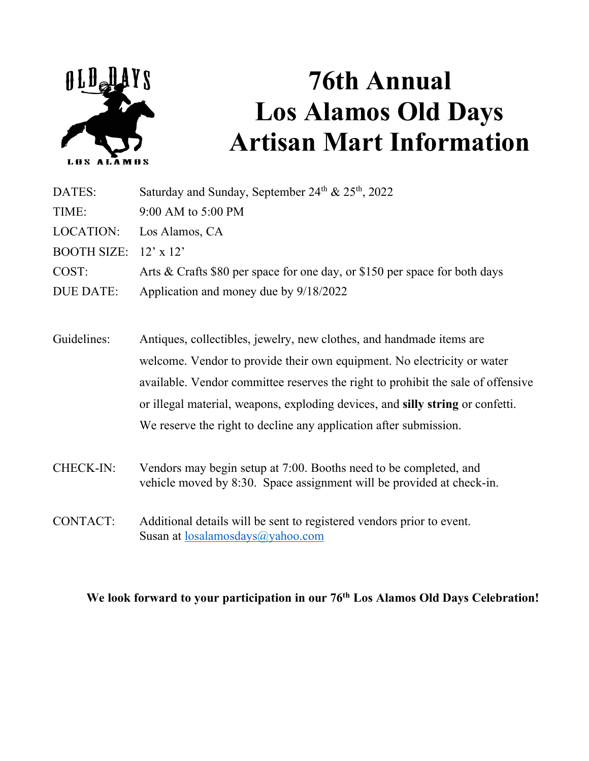# 76th Annual Los Alamos Old Days Artisan Mart Information

| | |
|---|---|
| DATES: | Saturday and Sunday, September 24th & 25th, 2022 |
| TIME: | 9:00 AM to 5:00 PM |
| LOCATION: | Los Alamos, CA |
| BOOTH SIZE: | 12' x 12' |
| COST: | Arts & Crafts $80 per space for one day, or $150 per space for both days |
| DUE DATE: | Application and money due by 9/18/2022 |

Guidelines: Antiques, collectibles, jewelry, new clothes, and handmade items are welcome. Vendor to provide their own equipment. No electricity or water available. Vendor committee reserves the right to prohibit the sale of offensive or illegal material, weapons, exploding devices, and **silly string** or confetti. We reserve the right to decline any application after submission.

CHECK-IN: Vendors may begin setup at 7:00. Booths need to be completed, and vehicle moved by 8:30. Space assignment will be provided at check-in.

CONTACT: Additional details will be sent to registered vendors prior to event. Susan at losalamosdays@yahoo.com

**We look forward to your participation in our 76th Los Alamos Old Days Celebration!**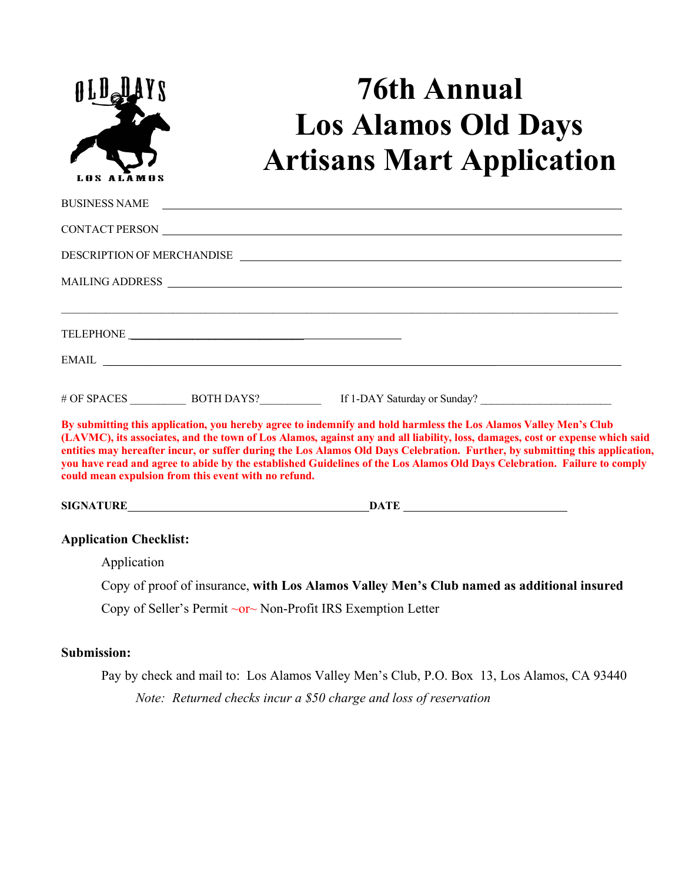# 76th Annual Los Alamos Old Days Artisans Mart Application

OLD DAYS
LOS ALAMOS

BUSINESS NAME ______________________________________________

CONTACT PERSON ______________________________________________

DESCRIPTION OF MERCHANDISE ______________________________________________

MAILING ADDRESS ______________________________________________

______________________________________________

TELEPHONE ______________________________

EMAIL ______________________________________________

\# OF SPACES __________ BOTH DAYS?___________ If 1-DAY Saturday or Sunday? ________________________

**By submitting this application, you hereby agree to indemnify and hold harmless the Los Alamos Valley Men's Club (LAVMC), its associates, and the town of Los Alamos, against any and all liability, loss, damages, cost or expense which said entities may hereafter incur, or suffer during the Los Alamos Old Days Celebration. Further, by submitting this application, you have read and agree to abide by the established Guidelines of the Los Alamos Old Days Celebration. Failure to comply could mean expulsion from this event with no refund.**

**SIGNATURE**__________________________________________**DATE** _____________________________

**Application Checklist:**

Application

Copy of proof of insurance, **with Los Alamos Valley Men's Club named as additional insured**

Copy of Seller's Permit ~or~ Non-Profit IRS Exemption Letter

**Submission:**

Pay by check and mail to: Los Alamos Valley Men's Club, P.O. Box 13, Los Alamos, CA 93440

*Note: Returned checks incur a $50 charge and loss of reservation*